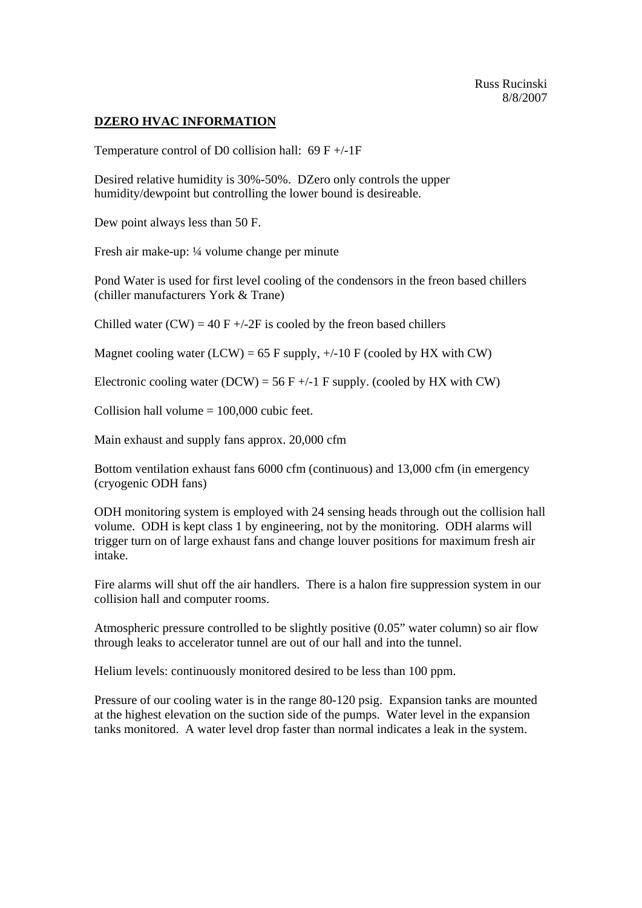Russ Rucinski
8/8/2007

**DZERO HVAC INFORMATION**

Temperature control of D0 collision hall: 69 F +/-1F

Desired relative humidity is 30%-50%. DZero only controls the upper humidity/dewpoint but controlling the lower bound is desireable.

Dew point always less than 50 F.

Fresh air make-up: ¼ volume change per minute

Pond Water is used for first level cooling of the condensors in the freon based chillers (chiller manufacturers York & Trane)

Chilled water (CW) = 40 F +/-2F is cooled by the freon based chillers

Magnet cooling water (LCW) = 65 F supply, +/-10 F (cooled by HX with CW)

Electronic cooling water (DCW) = 56 F +/-1 F supply. (cooled by HX with CW)

Collision hall volume = 100,000 cubic feet.

Main exhaust and supply fans approx. 20,000 cfm

Bottom ventilation exhaust fans 6000 cfm (continuous) and 13,000 cfm (in emergency (cryogenic ODH fans)

ODH monitoring system is employed with 24 sensing heads through out the collision hall volume. ODH is kept class 1 by engineering, not by the monitoring. ODH alarms will trigger turn on of large exhaust fans and change louver positions for maximum fresh air intake.

Fire alarms will shut off the air handlers. There is a halon fire suppression system in our collision hall and computer rooms.

Atmospheric pressure controlled to be slightly positive (0.05" water column) so air flow through leaks to accelerator tunnel are out of our hall and into the tunnel.

Helium levels: continuously monitored desired to be less than 100 ppm.

Pressure of our cooling water is in the range 80-120 psig. Expansion tanks are mounted at the highest elevation on the suction side of the pumps. Water level in the expansion tanks monitored. A water level drop faster than normal indicates a leak in the system.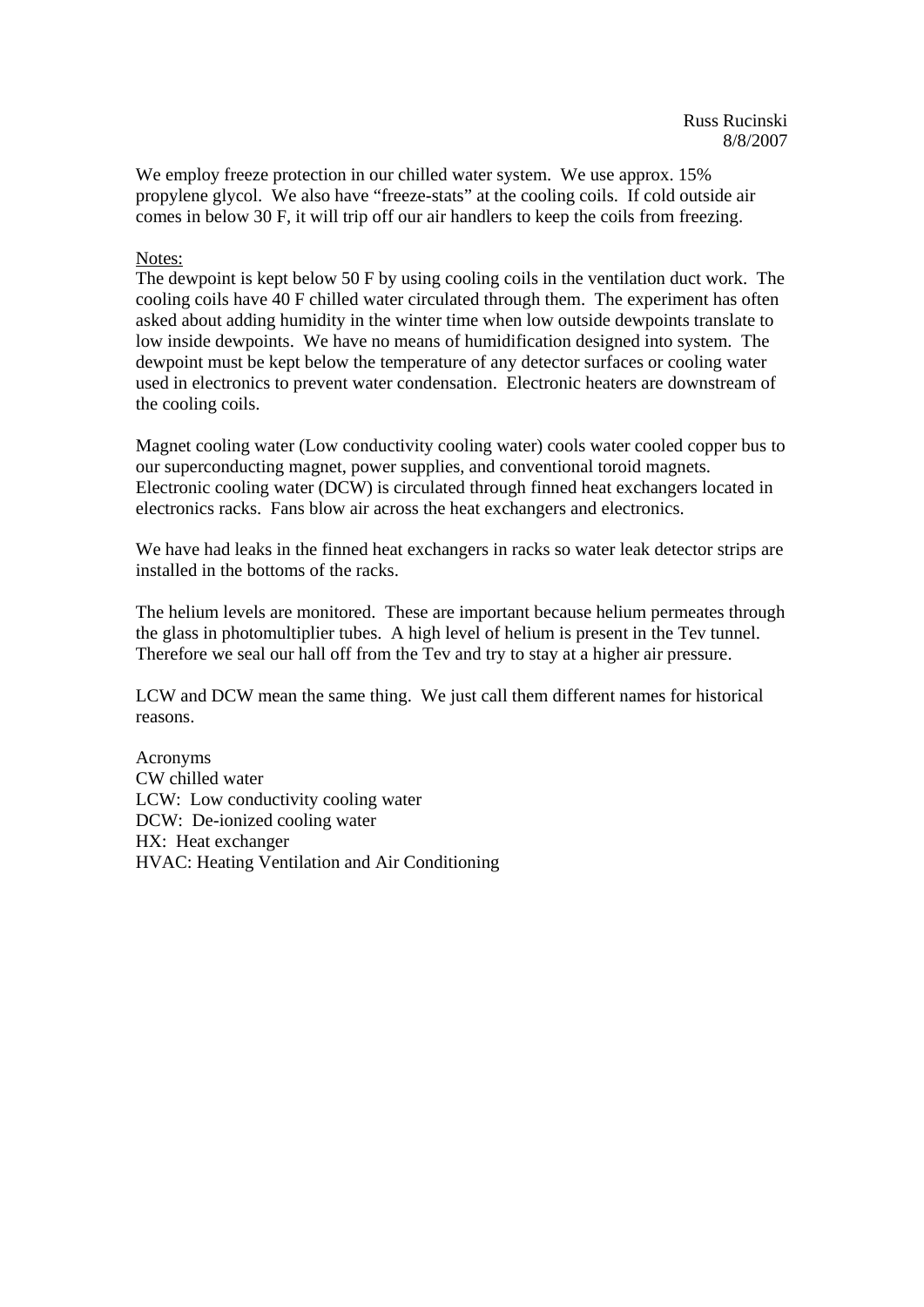Russ Rucinski
8/8/2007

We employ freeze protection in our chilled water system. We use approx. 15% propylene glycol. We also have "freeze-stats" at the cooling coils. If cold outside air comes in below 30 F, it will trip off our air handlers to keep the coils from freezing.

Notes:

The dewpoint is kept below 50 F by using cooling coils in the ventilation duct work. The cooling coils have 40 F chilled water circulated through them. The experiment has often asked about adding humidity in the winter time when low outside dewpoints translate to low inside dewpoints. We have no means of humidification designed into system. The dewpoint must be kept below the temperature of any detector surfaces or cooling water used in electronics to prevent water condensation. Electronic heaters are downstream of the cooling coils.

Magnet cooling water (Low conductivity cooling water) cools water cooled copper bus to our superconducting magnet, power supplies, and conventional toroid magnets. Electronic cooling water (DCW) is circulated through finned heat exchangers located in electronics racks. Fans blow air across the heat exchangers and electronics.

We have had leaks in the finned heat exchangers in racks so water leak detector strips are installed in the bottoms of the racks.

The helium levels are monitored. These are important because helium permeates through the glass in photomultiplier tubes. A high level of helium is present in the Tev tunnel. Therefore we seal our hall off from the Tev and try to stay at a higher air pressure.

LCW and DCW mean the same thing. We just call them different names for historical reasons.

Acronyms
CW chilled water
LCW: Low conductivity cooling water
DCW: De-ionized cooling water
HX: Heat exchanger
HVAC: Heating Ventilation and Air Conditioning